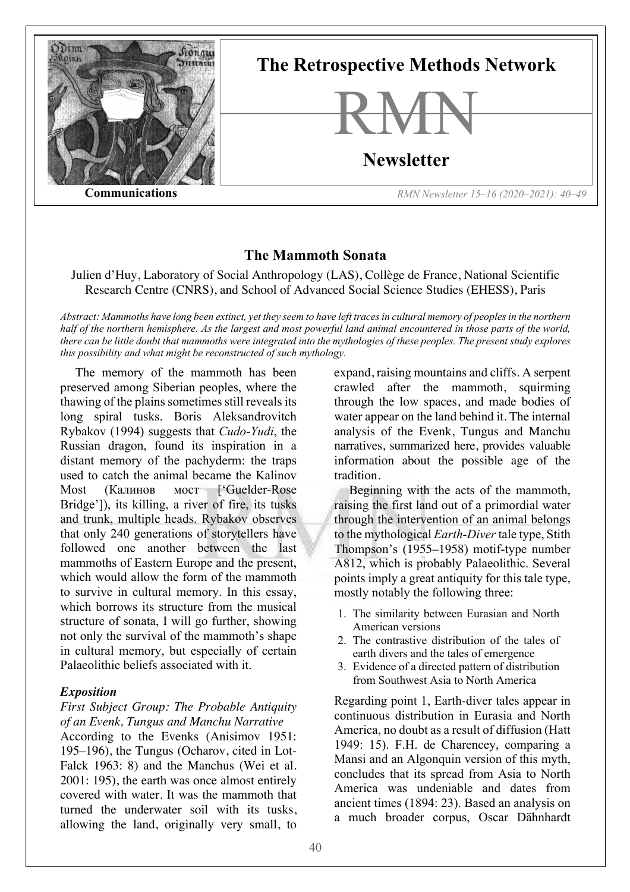Communications

# The Mammoth Sonata

Julien d'Huy, Laboratory of Social Anthropology (LAS), Collège de France, National Scientific Research Centre (CNRS), and School of Advanced Social Science Studies (EHESS), Paris

*Abstract: Mammoths have long been extinct, yet they seem to have left traces in cultural memory of peoples in the northern half of the northern hemisphere. As the largest and most powerful land animal encountered in those parts of the world, there can be little doubt that mammoths were integrated into the mythologies of these peoples. The present study explores this possibility and what might be reconstructed of such mythology.*

The memory of the mammoth has been preserved among Siberian peoples, where the thawing of the plains sometimes still reveals its long spiral tusks. Boris Aleksandrovitch Rybakov (1994) suggests that *Cudo-Yudi*, the Russian dragon, found its inspiration in a distant memory of the pachyderm: the traps used to catch the animal became the Kalinov Most (Калинов мост ['Guelder-Rose Bridge']), its killing, a river of fire, its tusks and trunk, multiple heads. Rybakov observes that only 240 generations of storytellers have followed one another between the last mammoths of Eastern Europe and the present, which would allow the form of the mammoth to survive in cultural memory. In this essay, which borrows its structure from the musical structure of sonata, I will go further, showing not only the survival of the mammoth's shape in cultural memory, but especially of certain Palaeolithic beliefs associated with it.

### *Exposition*

*First Subject Group: The Probable Antiquity of an Evenk, Tungus and Manchu Narrative*

According to the Evenks (Anisimov 1951: 195–196), the Tungus (Ocharov, cited in Lot-Falck 1963: 8) and the Manchus (Wei et al. 2001: 195), the earth was once almost entirely covered with water. It was the mammoth that turned the underwater soil with its tusks, allowing the land, originally very small, to expand, raising mountains and cliffs. A serpent crawled after the mammoth, squirming through the low spaces, and made bodies of water appear on the land behind it. The internal analysis of the Evenk, Tungus and Manchu narratives, summarized here, provides valuable information about the possible age of the tradition.

Beginning with the acts of the mammoth, raising the first land out of a primordial water through the intervention of an animal belongs to the mythological *Earth-Diver* tale type, Stith Thompson's (1955–1958) motif-type number A812, which is probably Palaeolithic. Several points imply a great antiquity for this tale type, mostly notably the following three:

1. The similarity between Eurasian and North American versions
2. The contrastive distribution of the tales of earth divers and the tales of emergence
3. Evidence of a directed pattern of distribution from Southwest Asia to North America

Regarding point 1, Earth-diver tales appear in continuous distribution in Eurasia and North America, no doubt as a result of diffusion (Hatt 1949: 15). F.H. de Charencey, comparing a Mansi and an Algonquin version of this myth, concludes that its spread from Asia to North America was undeniable and dates from ancient times (1894: 23). Based an analysis on a much broader corpus, Oscar Dähnhardt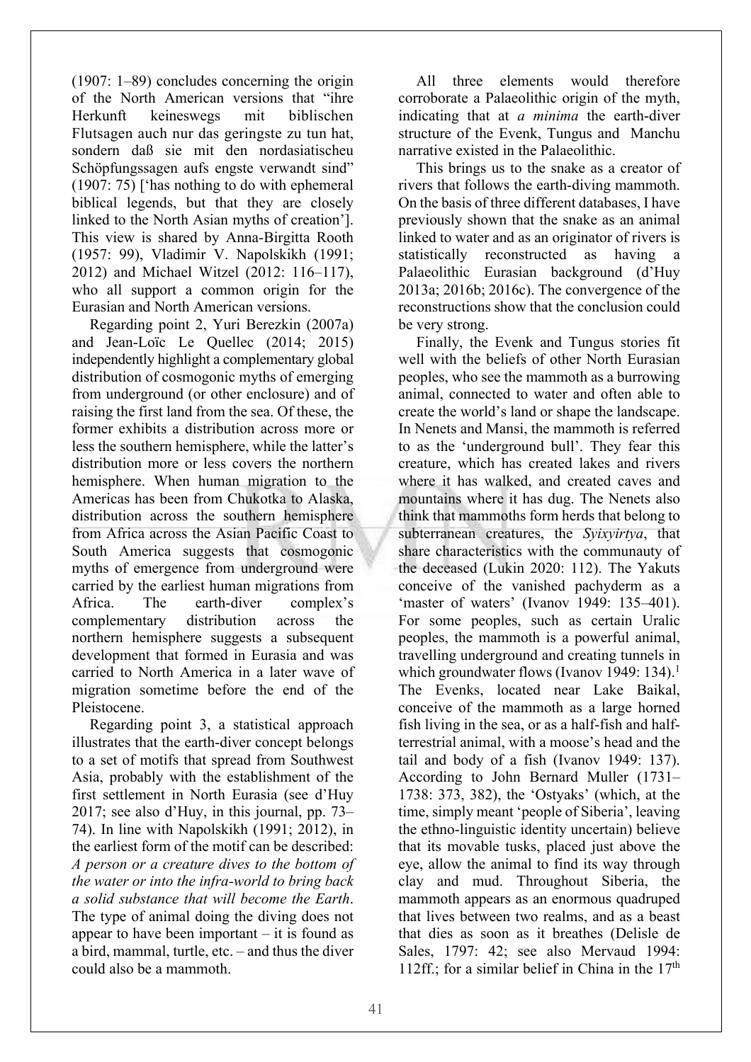(1907: 1–89) concludes concerning the origin of the North American versions that "ihre Herkunft keineswegs mit biblischen Flutsagen auch nur das geringste zu tun hat, sondern daß sie mit den nordasiatischeu Schöpfungssagen aufs engste verwandt sind" (1907: 75) ['has nothing to do with ephemeral biblical legends, but that they are closely linked to the North Asian myths of creation']. This view is shared by Anna-Birgitta Rooth (1957: 99), Vladimir V. Napolskikh (1991; 2012) and Michael Witzel (2012: 116–117), who all support a common origin for the Eurasian and North American versions.

Regarding point 2, Yuri Berezkin (2007a) and Jean-Loïc Le Quellec (2014; 2015) independently highlight a complementary global distribution of cosmogonic myths of emerging from underground (or other enclosure) and of raising the first land from the sea. Of these, the former exhibits a distribution across more or less the southern hemisphere, while the latter's distribution more or less covers the northern hemisphere. When human migration to the Americas has been from Chukotka to Alaska, distribution across the southern hemisphere from Africa across the Asian Pacific Coast to South America suggests that cosmogonic myths of emergence from underground were carried by the earliest human migrations from Africa. The earth-diver complex's complementary distribution across the northern hemisphere suggests a subsequent development that formed in Eurasia and was carried to North America in a later wave of migration sometime before the end of the Pleistocene.

Regarding point 3, a statistical approach illustrates that the earth-diver concept belongs to a set of motifs that spread from Southwest Asia, probably with the establishment of the first settlement in North Eurasia (see d'Huy 2017; see also d'Huy, in this journal, pp. 73–74). In line with Napolskikh (1991; 2012), in the earliest form of the motif can be described: *A person or a creature dives to the bottom of the water or into the infra-world to bring back a solid substance that will become the Earth*. The type of animal doing the diving does not appear to have been important – it is found as a bird, mammal, turtle, etc. – and thus the diver could also be a mammoth.

All three elements would therefore corroborate a Palaeolithic origin of the myth, indicating that at *a minima* the earth-diver structure of the Evenk, Tungus and Manchu narrative existed in the Palaeolithic.

This brings us to the snake as a creator of rivers that follows the earth-diving mammoth. On the basis of three different databases, I have previously shown that the snake as an animal linked to water and as an originator of rivers is statistically reconstructed as having a Palaeolithic Eurasian background (d'Huy 2013a; 2016b; 2016c). The convergence of the reconstructions show that the conclusion could be very strong.

Finally, the Evenk and Tungus stories fit well with the beliefs of other North Eurasian peoples, who see the mammoth as a burrowing animal, connected to water and often able to create the world's land or shape the landscape. In Nenets and Mansi, the mammoth is referred to as the 'underground bull'. They fear this creature, which has created lakes and rivers where it has walked, and created caves and mountains where it has dug. The Nenets also think that mammoths form herds that belong to subterranean creatures, the *Syixyirtya*, that share characteristics with the communauty of the deceased (Lukin 2020: 112). The Yakuts conceive of the vanished pachyderm as a 'master of waters' (Ivanov 1949: 135–401). For some peoples, such as certain Uralic peoples, the mammoth is a powerful animal, travelling underground and creating tunnels in which groundwater flows (Ivanov 1949: 134).[1] The Evenks, located near Lake Baikal, conceive of the mammoth as a large horned fish living in the sea, or as a half-fish and half-terrestrial animal, with a moose's head and the tail and body of a fish (Ivanov 1949: 137). According to John Bernard Muller (1731–1738: 373, 382), the 'Ostyaks' (which, at the time, simply meant 'people of Siberia', leaving the ethno-linguistic identity uncertain) believe that its movable tusks, placed just above the eye, allow the animal to find its way through clay and mud. Throughout Siberia, the mammoth appears as an enormous quadruped that lives between two realms, and as a beast that dies as soon as it breathes (Delisle de Sales, 1797: 42; see also Mervaud 1994: 112ff.; for a similar belief in China in the 17th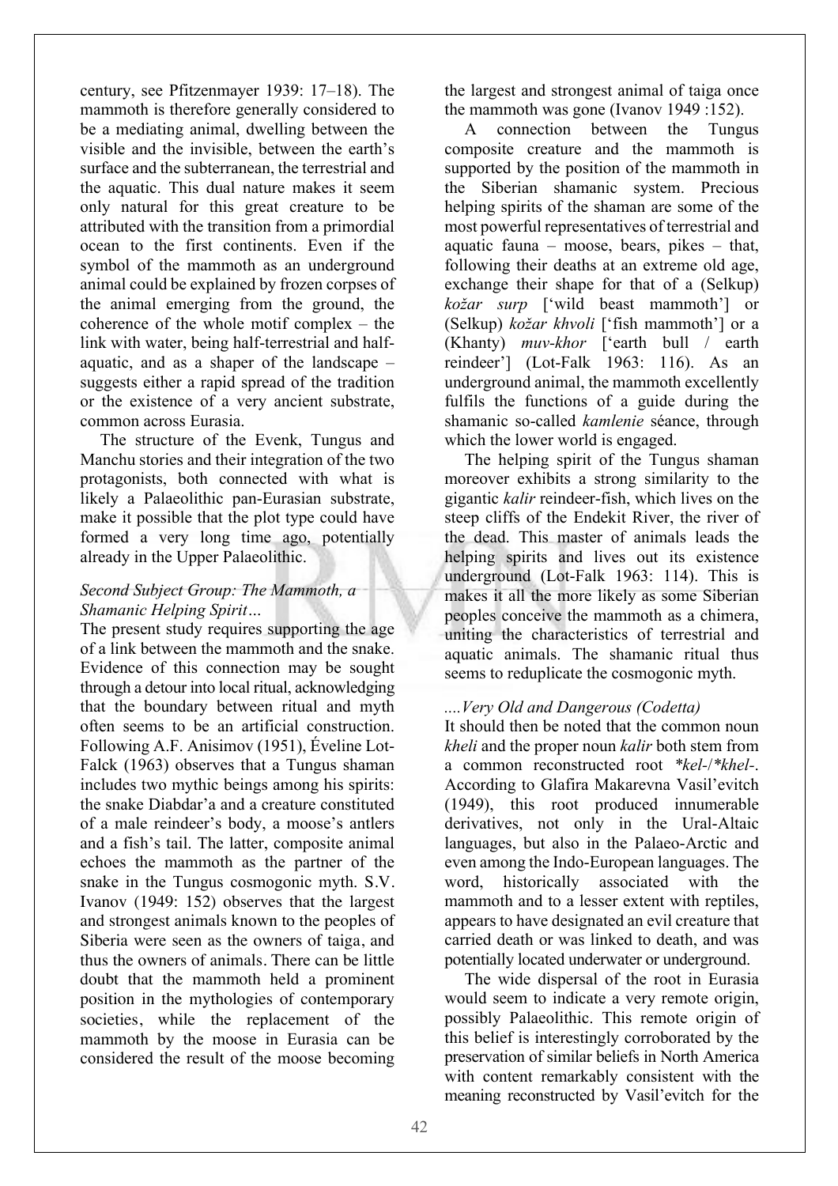century, see Pfitzenmayer 1939: 17–18). The mammoth is therefore generally considered to be a mediating animal, dwelling between the visible and the invisible, between the earth's surface and the subterranean, the terrestrial and the aquatic. This dual nature makes it seem only natural for this great creature to be attributed with the transition from a primordial ocean to the first continents. Even if the symbol of the mammoth as an underground animal could be explained by frozen corpses of the animal emerging from the ground, the coherence of the whole motif complex – the link with water, being half-terrestrial and half-aquatic, and as a shaper of the landscape – suggests either a rapid spread of the tradition or the existence of a very ancient substrate, common across Eurasia.

The structure of the Evenk, Tungus and Manchu stories and their integration of the two protagonists, both connected with what is likely a Palaeolithic pan-Eurasian substrate, make it possible that the plot type could have formed a very long time ago, potentially already in the Upper Palaeolithic.

### *Second Subject Group: The Mammoth, a Shamanic Helping Spirit…*

The present study requires supporting the age of a link between the mammoth and the snake. Evidence of this connection may be sought through a detour into local ritual, acknowledging that the boundary between ritual and myth often seems to be an artificial construction. Following A.F. Anisimov (1951), Éveline Lot-Falck (1963) observes that a Tungus shaman includes two mythic beings among his spirits: the snake Diabdar'a and a creature constituted of a male reindeer's body, a moose's antlers and a fish's tail. The latter, composite animal echoes the mammoth as the partner of the snake in the Tungus cosmogonic myth. S.V. Ivanov (1949: 152) observes that the largest and strongest animals known to the peoples of Siberia were seen as the owners of taiga, and thus the owners of animals. There can be little doubt that the mammoth held a prominent position in the mythologies of contemporary societies, while the replacement of the mammoth by the moose in Eurasia can be considered the result of the moose becoming the largest and strongest animal of taiga once the mammoth was gone (Ivanov 1949 :152).

A connection between the Tungus composite creature and the mammoth is supported by the position of the mammoth in the Siberian shamanic system. Precious helping spirits of the shaman are some of the most powerful representatives of terrestrial and aquatic fauna – moose, bears, pikes – that, following their deaths at an extreme old age, exchange their shape for that of a (Selkup) *kožar surp* ['wild beast mammoth'] or (Selkup) *kožar khvoli* ['fish mammoth'] or a (Khanty) *muv-khor* ['earth bull / earth reindeer'] (Lot-Falk 1963: 116). As an underground animal, the mammoth excellently fulfils the functions of a guide during the shamanic so-called *kamlenie* séance, through which the lower world is engaged.

The helping spirit of the Tungus shaman moreover exhibits a strong similarity to the gigantic *kalir* reindeer-fish, which lives on the steep cliffs of the Endekit River, the river of the dead. This master of animals leads the helping spirits and lives out its existence underground (Lot-Falk 1963: 114). This is makes it all the more likely as some Siberian peoples conceive the mammoth as a chimera, uniting the characteristics of terrestrial and aquatic animals. The shamanic ritual thus seems to reduplicate the cosmogonic myth.

### *…Very Old and Dangerous (Codetta)*

It should then be noted that the common noun *kheli* and the proper noun *kalir* both stem from a common reconstructed root *\*kel-*/*\*khel-*. According to Glafira Makarevna Vasil'evitch (1949), this root produced innumerable derivatives, not only in the Ural-Altaic languages, but also in the Palaeo-Arctic and even among the Indo-European languages. The word, historically associated with the mammoth and to a lesser extent with reptiles, appears to have designated an evil creature that carried death or was linked to death, and was potentially located underwater or underground.

The wide dispersal of the root in Eurasia would seem to indicate a very remote origin, possibly Palaeolithic. This remote origin of this belief is interestingly corroborated by the preservation of similar beliefs in North America with content remarkably consistent with the meaning reconstructed by Vasil'evitch for the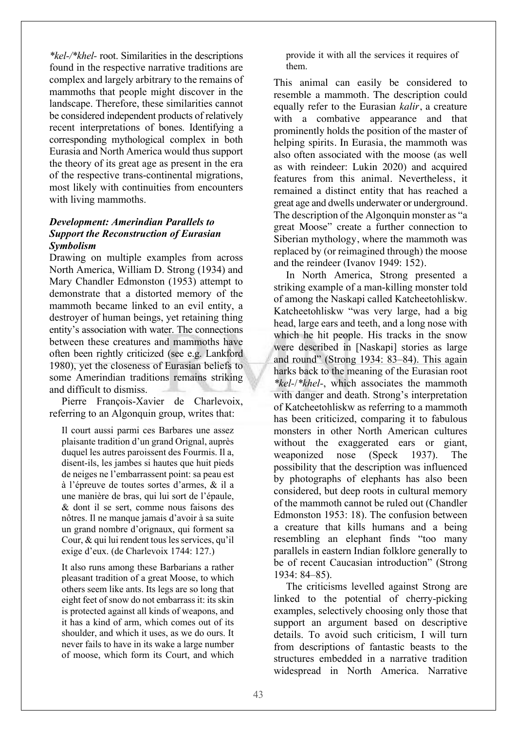*\*kel-/\*khel-* root. Similarities in the descriptions found in the respective narrative traditions are complex and largely arbitrary to the remains of mammoths that people might discover in the landscape. Therefore, these similarities cannot be considered independent products of relatively recent interpretations of bones. Identifying a corresponding mythological complex in both Eurasia and North America would thus support the theory of its great age as present in the era of the respective trans-continental migrations, most likely with continuities from encounters with living mammoths.

### *Development: Amerindian Parallels to Support the Reconstruction of Eurasian Symbolism*

Drawing on multiple examples from across North America, William D. Strong (1934) and Mary Chandler Edmonston (1953) attempt to demonstrate that a distorted memory of the mammoth became linked to an evil entity, a destroyer of human beings, yet retaining thing entity's association with water. The connections between these creatures and mammoths have often been rightly criticized (see e.g. Lankford 1980), yet the closeness of Eurasian beliefs to some Amerindian traditions remains striking and difficult to dismiss.

Pierre François-Xavier de Charlevoix, referring to an Algonquin group, writes that:

> Il court aussi parmi ces Barbares une assez plaisante tradition d'un grand Orignal, auprès duquel les autres paroissent des Fourmis. Il a, disent-ils, les jambes si hautes que huit pieds de neiges ne l'embarrassent point: sa peau est à l'épreuve de toutes sortes d'armes, & il a une manière de bras, qui lui sort de l'épaule, & dont il se sert, comme nous faisons des nôtres. Il ne manque jamais d'avoir à sa suite un grand nombre d'orignaux, qui forment sa Cour, & qui lui rendent tous les services, qu'il exige d'eux. (de Charlevoix 1744: 127.)
>
> It also runs among these Barbarians a rather pleasant tradition of a great Moose, to which others seem like ants. Its legs are so long that eight feet of snow do not embarrass it: its skin is protected against all kinds of weapons, and it has a kind of arm, which comes out of its shoulder, and which it uses, as we do ours. It never fails to have in its wake a large number of moose, which form its Court, and which provide it with all the services it requires of them.

This animal can easily be considered to resemble a mammoth. The description could equally refer to the Eurasian *kalir*, a creature with a combative appearance and that prominently holds the position of the master of helping spirits. In Eurasia, the mammoth was also often associated with the moose (as well as with reindeer: Lukin 2020) and acquired features from this animal. Nevertheless, it remained a distinct entity that has reached a great age and dwells underwater or underground. The description of the Algonquin monster as "a great Moose" create a further connection to Siberian mythology, where the mammoth was replaced by (or reimagined through) the moose and the reindeer (Ivanov 1949: 152).

In North America, Strong presented a striking example of a man-killing monster told of among the Naskapi called Katcheetohliskw. Katcheetohliskw "was very large, had a big head, large ears and teeth, and a long nose with which he hit people. His tracks in the snow were described in [Naskapi] stories as large and round" (Strong 1934: 83–84). This again harks back to the meaning of the Eurasian root *\*kel-*/*\*khel-*, which associates the mammoth with danger and death. Strong's interpretation of Katcheetohliskw as referring to a mammoth has been criticized, comparing it to fabulous monsters in other North American cultures without the exaggerated ears or giant, weaponized nose (Speck 1937). The possibility that the description was influenced by photographs of elephants has also been considered, but deep roots in cultural memory of the mammoth cannot be ruled out (Chandler Edmonston 1953: 18). The confusion between a creature that kills humans and a being resembling an elephant finds "too many parallels in eastern Indian folklore generally to be of recent Caucasian introduction" (Strong 1934: 84–85).

The criticisms levelled against Strong are linked to the potential of cherry-picking examples, selectively choosing only those that support an argument based on descriptive details. To avoid such criticism, I will turn from descriptions of fantastic beasts to the structures embedded in a narrative tradition widespread in North America. Narrative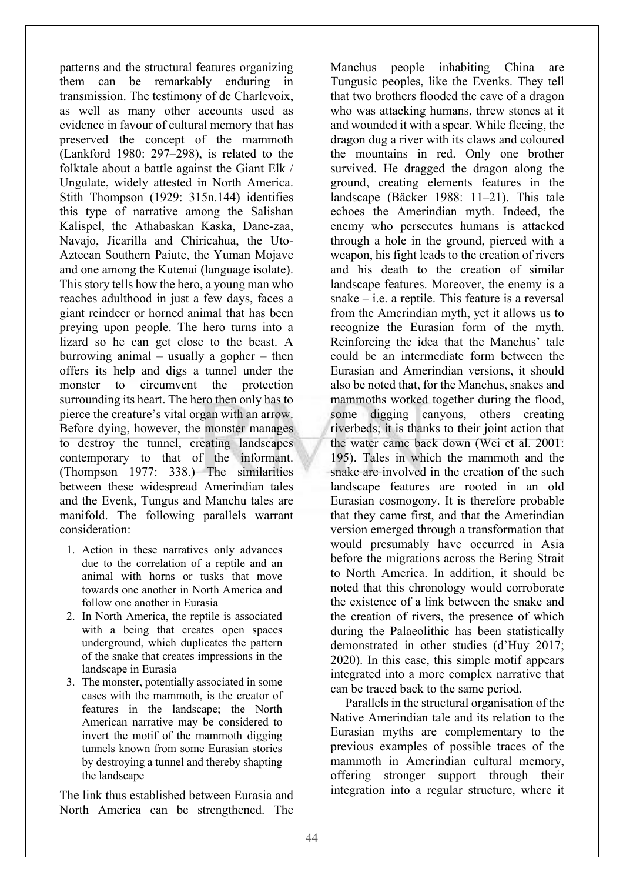patterns and the structural features organizing them can be remarkably enduring in transmission. The testimony of de Charlevoix, as well as many other accounts used as evidence in favour of cultural memory that has preserved the concept of the mammoth (Lankford 1980: 297–298), is related to the folktale about a battle against the Giant Elk / Ungulate, widely attested in North America. Stith Thompson (1929: 315n.144) identifies this type of narrative among the Salishan Kalispel, the Athabaskan Kaska, Dane-zaa, Navajo, Jicarilla and Chiricahua, the Uto-Aztecan Southern Paiute, the Yuman Mojave and one among the Kutenai (language isolate). This story tells how the hero, a young man who reaches adulthood in just a few days, faces a giant reindeer or horned animal that has been preying upon people. The hero turns into a lizard so he can get close to the beast. A burrowing animal – usually a gopher – then offers its help and digs a tunnel under the monster to circumvent the protection surrounding its heart. The hero then only has to pierce the creature's vital organ with an arrow. Before dying, however, the monster manages to destroy the tunnel, creating landscapes contemporary to that of the informant. (Thompson 1977: 338.) The similarities between these widespread Amerindian tales and the Evenk, Tungus and Manchu tales are manifold. The following parallels warrant consideration:

1. Action in these narratives only advances due to the correlation of a reptile and an animal with horns or tusks that move towards one another in North America and follow one another in Eurasia
2. In North America, the reptile is associated with a being that creates open spaces underground, which duplicates the pattern of the snake that creates impressions in the landscape in Eurasia
3. The monster, potentially associated in some cases with the mammoth, is the creator of features in the landscape; the North American narrative may be considered to invert the motif of the mammoth digging tunnels known from some Eurasian stories by destroying a tunnel and thereby shapting the landscape

The link thus established between Eurasia and North America can be strengthened. The Manchus people inhabiting China are Tungusic peoples, like the Evenks. They tell that two brothers flooded the cave of a dragon who was attacking humans, threw stones at it and wounded it with a spear. While fleeing, the dragon dug a river with its claws and coloured the mountains in red. Only one brother survived. He dragged the dragon along the ground, creating elements features in the landscape (Bäcker 1988: 11–21). This tale echoes the Amerindian myth. Indeed, the enemy who persecutes humans is attacked through a hole in the ground, pierced with a weapon, his fight leads to the creation of rivers and his death to the creation of similar landscape features. Moreover, the enemy is a snake – i.e. a reptile. This feature is a reversal from the Amerindian myth, yet it allows us to recognize the Eurasian form of the myth. Reinforcing the idea that the Manchus' tale could be an intermediate form between the Eurasian and Amerindian versions, it should also be noted that, for the Manchus, snakes and mammoths worked together during the flood, some digging canyons, others creating riverbeds; it is thanks to their joint action that the water came back down (Wei et al. 2001: 195). Tales in which the mammoth and the snake are involved in the creation of the such landscape features are rooted in an old Eurasian cosmogony. It is therefore probable that they came first, and that the Amerindian version emerged through a transformation that would presumably have occurred in Asia before the migrations across the Bering Strait to North America. In addition, it should be noted that this chronology would corroborate the existence of a link between the snake and the creation of rivers, the presence of which during the Palaeolithic has been statistically demonstrated in other studies (d'Huy 2017; 2020). In this case, this simple motif appears integrated into a more complex narrative that can be traced back to the same period.

Parallels in the structural organisation of the Native Amerindian tale and its relation to the Eurasian myths are complementary to the previous examples of possible traces of the mammoth in Amerindian cultural memory, offering stronger support through their integration into a regular structure, where it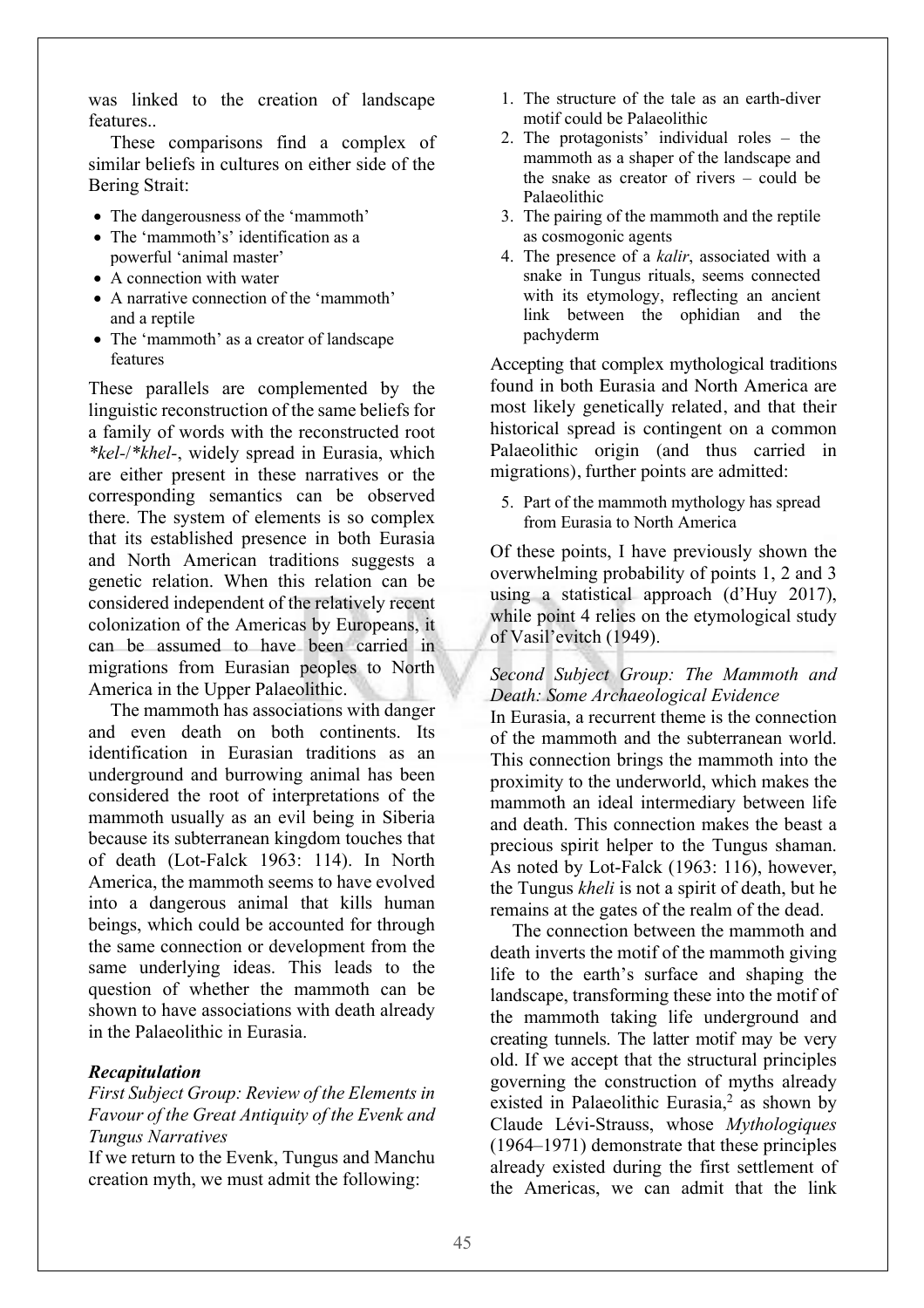was linked to the creation of landscape features..

These comparisons find a complex of similar beliefs in cultures on either side of the Bering Strait:

- The dangerousness of the 'mammoth'
- The 'mammoth's' identification as a powerful 'animal master'
- A connection with water
- A narrative connection of the 'mammoth' and a reptile
- The 'mammoth' as a creator of landscape features

These parallels are complemented by the linguistic reconstruction of the same beliefs for a family of words with the reconstructed root **kel-*/**khel-*, widely spread in Eurasia, which are either present in these narratives or the corresponding semantics can be observed there. The system of elements is so complex that its established presence in both Eurasia and North American traditions suggests a genetic relation. When this relation can be considered independent of the relatively recent colonization of the Americas by Europeans, it can be assumed to have been carried in migrations from Eurasian peoples to North America in the Upper Palaeolithic.

The mammoth has associations with danger and even death on both continents. Its identification in Eurasian traditions as an underground and burrowing animal has been considered the root of interpretations of the mammoth usually as an evil being in Siberia because its subterranean kingdom touches that of death (Lot-Falck 1963: 114). In North America, the mammoth seems to have evolved into a dangerous animal that kills human beings, which could be accounted for through the same connection or development from the same underlying ideas. This leads to the question of whether the mammoth can be shown to have associations with death already in the Palaeolithic in Eurasia.

### *Recapitulation*

#### *First Subject Group: Review of the Elements in Favour of the Great Antiquity of the Evenk and Tungus Narratives*

If we return to the Evenk, Tungus and Manchu creation myth, we must admit the following:

1. The structure of the tale as an earth-diver motif could be Palaeolithic
2. The protagonists' individual roles – the mammoth as a shaper of the landscape and the snake as creator of rivers – could be Palaeolithic
3. The pairing of the mammoth and the reptile as cosmogonic agents
4. The presence of a *kalir*, associated with a snake in Tungus rituals, seems connected with its etymology, reflecting an ancient link between the ophidian and the pachyderm

Accepting that complex mythological traditions found in both Eurasia and North America are most likely genetically related, and that their historical spread is contingent on a common Palaeolithic origin (and thus carried in migrations), further points are admitted:

5. Part of the mammoth mythology has spread from Eurasia to North America

Of these points, I have previously shown the overwhelming probability of points 1, 2 and 3 using a statistical approach (d'Huy 2017), while point 4 relies on the etymological study of Vasil'evitch (1949).

#### *Second Subject Group: The Mammoth and Death: Some Archaeological Evidence*

In Eurasia, a recurrent theme is the connection of the mammoth and the subterranean world. This connection brings the mammoth into the proximity to the underworld, which makes the mammoth an ideal intermediary between life and death. This connection makes the beast a precious spirit helper to the Tungus shaman. As noted by Lot-Falck (1963: 116), however, the Tungus *kheli* is not a spirit of death, but he remains at the gates of the realm of the dead.

The connection between the mammoth and death inverts the motif of the mammoth giving life to the earth's surface and shaping the landscape, transforming these into the motif of the mammoth taking life underground and creating tunnels. The latter motif may be very old. If we accept that the structural principles governing the construction of myths already existed in Palaeolithic Eurasia,[2] as shown by Claude Lévi-Strauss, whose *Mythologiques* (1964–1971) demonstrate that these principles already existed during the first settlement of the Americas, we can admit that the link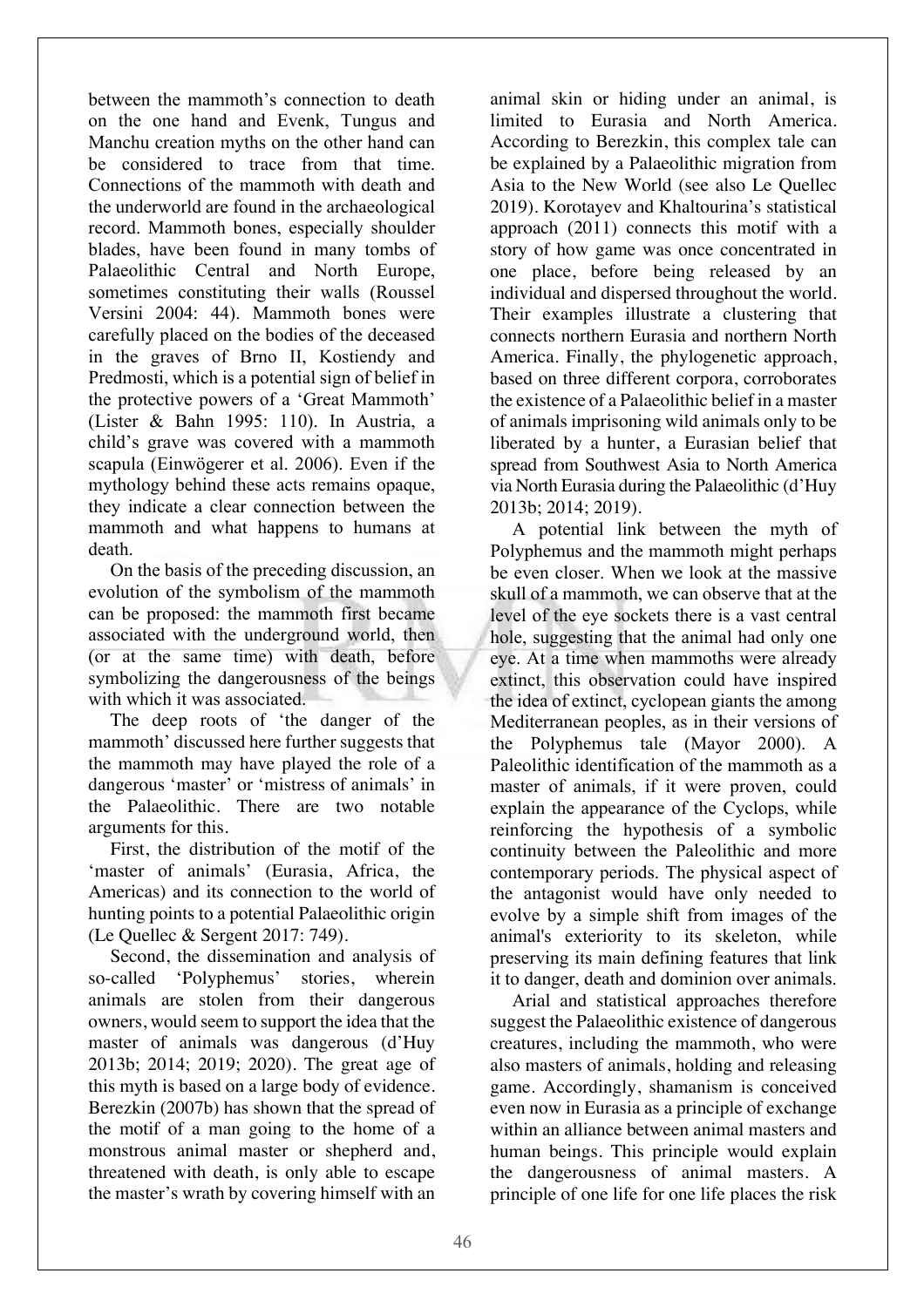between the mammoth's connection to death on the one hand and Evenk, Tungus and Manchu creation myths on the other hand can be considered to trace from that time. Connections of the mammoth with death and the underworld are found in the archaeological record. Mammoth bones, especially shoulder blades, have been found in many tombs of Palaeolithic Central and North Europe, sometimes constituting their walls (Roussel Versini 2004: 44). Mammoth bones were carefully placed on the bodies of the deceased in the graves of Brno II, Kostiendy and Predmosti, which is a potential sign of belief in the protective powers of a 'Great Mammoth' (Lister & Bahn 1995: 110). In Austria, a child's grave was covered with a mammoth scapula (Einwögerer et al. 2006). Even if the mythology behind these acts remains opaque, they indicate a clear connection between the mammoth and what happens to humans at death.

On the basis of the preceding discussion, an evolution of the symbolism of the mammoth can be proposed: the mammoth first became associated with the underground world, then (or at the same time) with death, before symbolizing the dangerousness of the beings with which it was associated.

The deep roots of 'the danger of the mammoth' discussed here further suggests that the mammoth may have played the role of a dangerous 'master' or 'mistress of animals' in the Palaeolithic. There are two notable arguments for this.

First, the distribution of the motif of the 'master of animals' (Eurasia, Africa, the Americas) and its connection to the world of hunting points to a potential Palaeolithic origin (Le Quellec & Sergent 2017: 749).

Second, the dissemination and analysis of so-called 'Polyphemus' stories, wherein animals are stolen from their dangerous owners, would seem to support the idea that the master of animals was dangerous (d'Huy 2013b; 2014; 2019; 2020). The great age of this myth is based on a large body of evidence. Berezkin (2007b) has shown that the spread of the motif of a man going to the home of a monstrous animal master or shepherd and, threatened with death, is only able to escape the master's wrath by covering himself with an animal skin or hiding under an animal, is limited to Eurasia and North America. According to Berezkin, this complex tale can be explained by a Palaeolithic migration from Asia to the New World (see also Le Quellec 2019). Korotayev and Khaltourina's statistical approach (2011) connects this motif with a story of how game was once concentrated in one place, before being released by an individual and dispersed throughout the world. Their examples illustrate a clustering that connects northern Eurasia and northern North America. Finally, the phylogenetic approach, based on three different corpora, corroborates the existence of a Palaeolithic belief in a master of animals imprisoning wild animals only to be liberated by a hunter, a Eurasian belief that spread from Southwest Asia to North America via North Eurasia during the Palaeolithic (d'Huy 2013b; 2014; 2019).

A potential link between the myth of Polyphemus and the mammoth might perhaps be even closer. When we look at the massive skull of a mammoth, we can observe that at the level of the eye sockets there is a vast central hole, suggesting that the animal had only one eye. At a time when mammoths were already extinct, this observation could have inspired the idea of extinct, cyclopean giants the among Mediterranean peoples, as in their versions of the Polyphemus tale (Mayor 2000). A Paleolithic identification of the mammoth as a master of animals, if it were proven, could explain the appearance of the Cyclops, while reinforcing the hypothesis of a symbolic continuity between the Paleolithic and more contemporary periods. The physical aspect of the antagonist would have only needed to evolve by a simple shift from images of the animal's exteriority to its skeleton, while preserving its main defining features that link it to danger, death and dominion over animals.

Arial and statistical approaches therefore suggest the Palaeolithic existence of dangerous creatures, including the mammoth, who were also masters of animals, holding and releasing game. Accordingly, shamanism is conceived even now in Eurasia as a principle of exchange within an alliance between animal masters and human beings. This principle would explain the dangerousness of animal masters. A principle of one life for one life places the risk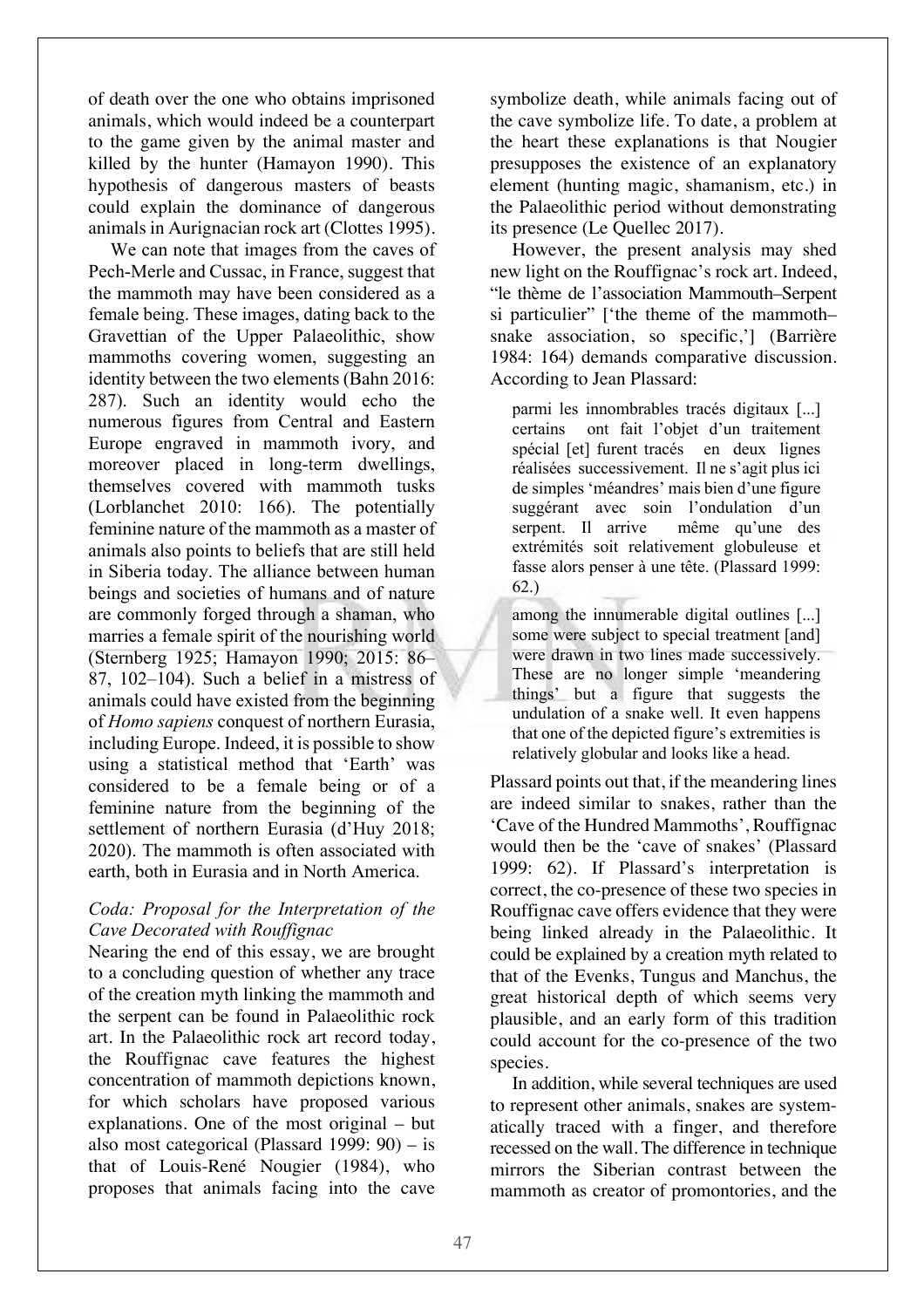of death over the one who obtains imprisoned animals, which would indeed be a counterpart to the game given by the animal master and killed by the hunter (Hamayon 1990). This hypothesis of dangerous masters of beasts could explain the dominance of dangerous animals in Aurignacian rock art (Clottes 1995).

We can note that images from the caves of Pech-Merle and Cussac, in France, suggest that the mammoth may have been considered as a female being. These images, dating back to the Gravettian of the Upper Palaeolithic, show mammoths covering women, suggesting an identity between the two elements (Bahn 2016: 287). Such an identity would echo the numerous figures from Central and Eastern Europe engraved in mammoth ivory, and moreover placed in long-term dwellings, themselves covered with mammoth tusks (Lorblanchet 2010: 166). The potentially feminine nature of the mammoth as a master of animals also points to beliefs that are still held in Siberia today. The alliance between human beings and societies of humans and of nature are commonly forged through a shaman, who marries a female spirit of the nourishing world (Sternberg 1925; Hamayon 1990; 2015: 86–87, 102–104). Such a belief in a mistress of animals could have existed from the beginning of *Homo sapiens* conquest of northern Eurasia, including Europe. Indeed, it is possible to show using a statistical method that 'Earth' was considered to be a female being or of a feminine nature from the beginning of the settlement of northern Eurasia (d'Huy 2018; 2020). The mammoth is often associated with earth, both in Eurasia and in North America.

### *Coda: Proposal for the Interpretation of the Cave Decorated with Rouffignac*

Nearing the end of this essay, we are brought to a concluding question of whether any trace of the creation myth linking the mammoth and the serpent can be found in Palaeolithic rock art. In the Palaeolithic rock art record today, the Rouffignac cave features the highest concentration of mammoth depictions known, for which scholars have proposed various explanations. One of the most original – but also most categorical (Plassard 1999: 90) – is that of Louis-René Nougier (1984), who proposes that animals facing into the cave symbolize death, while animals facing out of the cave symbolize life. To date, a problem at the heart these explanations is that Nougier presupposes the existence of an explanatory element (hunting magic, shamanism, etc.) in the Palaeolithic period without demonstrating its presence (Le Quellec 2017).

However, the present analysis may shed new light on the Rouffignac's rock art. Indeed, "le thème de l'association Mammouth–Serpent si particulier" ['the theme of the mammoth–snake association, so specific,'] (Barrière 1984: 164) demands comparative discussion. According to Jean Plassard:

> parmi les innombrables tracés digitaux [...] certains ont fait l'objet d'un traitement spécial [et] furent tracés en deux lignes réalisées successivement. Il ne s'agit plus ici de simples 'méandres' mais bien d'une figure suggérant avec soin l'ondulation d'un serpent. Il arrive même qu'une des extrémités soit relativement globuleuse et fasse alors penser à une tête. (Plassard 1999: 62.)
>
> among the innumerable digital outlines [...] some were subject to special treatment [and] were drawn in two lines made successively. These are no longer simple 'meandering things' but a figure that suggests the undulation of a snake well. It even happens that one of the depicted figure's extremities is relatively globular and looks like a head.

Plassard points out that, if the meandering lines are indeed similar to snakes, rather than the 'Cave of the Hundred Mammoths', Rouffignac would then be the 'cave of snakes' (Plassard 1999: 62). If Plassard's interpretation is correct, the co-presence of these two species in Rouffignac cave offers evidence that they were being linked already in the Palaeolithic. It could be explained by a creation myth related to that of the Evenks, Tungus and Manchus, the great historical depth of which seems very plausible, and an early form of this tradition could account for the co-presence of the two species.

In addition, while several techniques are used to represent other animals, snakes are systematically traced with a finger, and therefore recessed on the wall. The difference in technique mirrors the Siberian contrast between the mammoth as creator of promontories, and the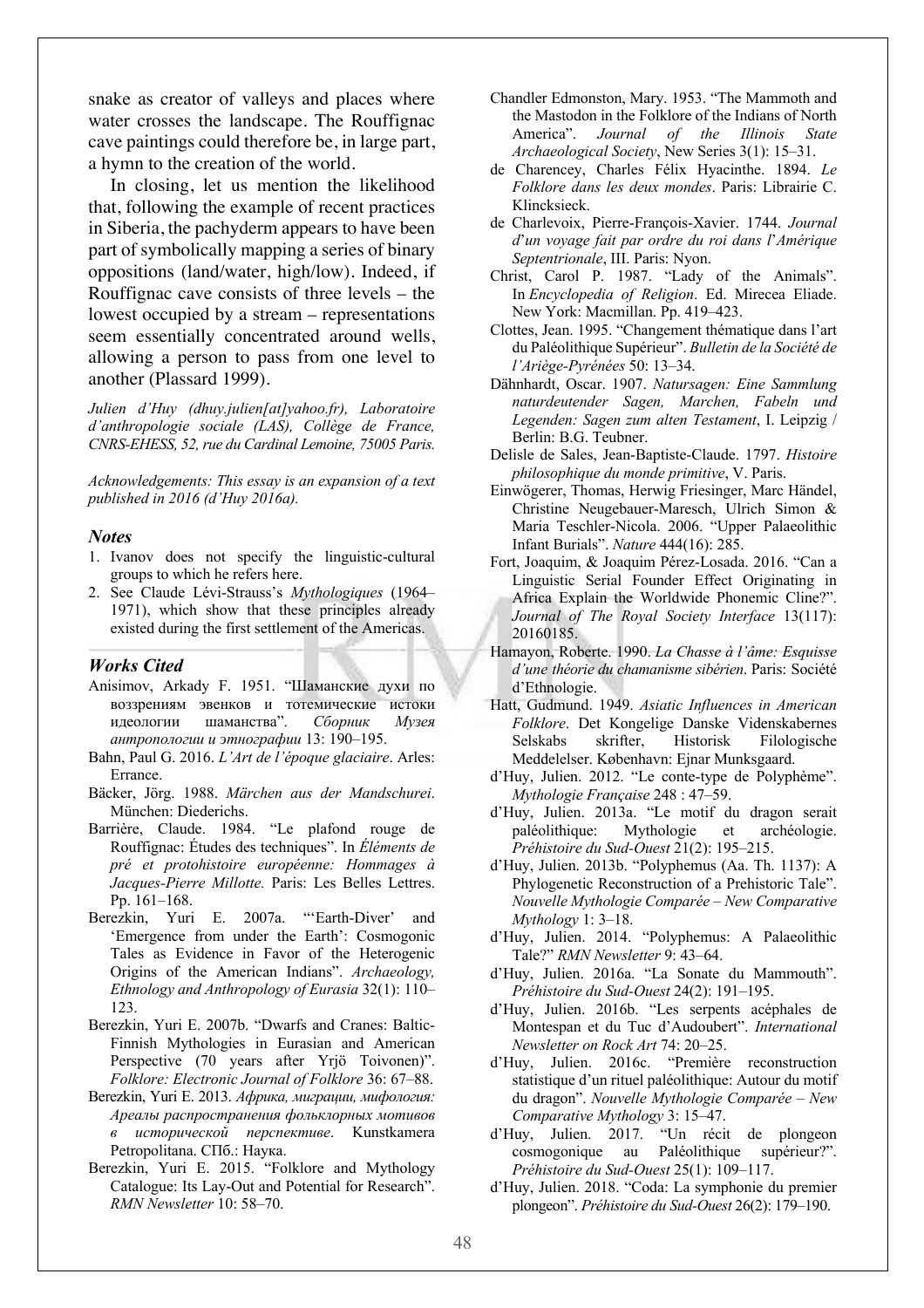snake as creator of valleys and places where water crosses the landscape. The Rouffignac cave paintings could therefore be, in large part, a hymn to the creation of the world.

In closing, let us mention the likelihood that, following the example of recent practices in Siberia, the pachyderm appears to have been part of symbolically mapping a series of binary oppositions (land/water, high/low). Indeed, if Rouffignac cave consists of three levels – the lowest occupied by a stream – representations seem essentially concentrated around wells, allowing a person to pass from one level to another (Plassard 1999).

*Julien d'Huy (dhuy.julien[at]yahoo.fr), Laboratoire d'anthropologie sociale (LAS), Collège de France, CNRS-EHESS, 52, rue du Cardinal Lemoine, 75005 Paris.*

*Acknowledgements: This essay is an expansion of a text published in 2016 (d'Huy 2016a).*

### *Notes*

1. Ivanov does not specify the linguistic-cultural groups to which he refers here.
2. See Claude Lévi-Strauss's *Mythologiques* (1964–1971), which show that these principles already existed during the first settlement of the Americas.

### *Works Cited*

Anisimov, Arkady F. 1951. "Шаманские духи по воззрениям эвенков и тотемические истоки идеологии шаманства". *Сборник Музея антропологии и этнографии* 13: 190–195.

Bahn, Paul G. 2016. *L'Art de l'époque glaciaire*. Arles: Errance.

Bäcker, Jörg. 1988. *Märchen aus der Mandschurei*. München: Diederichs.

Barrière, Claude. 1984. "Le plafond rouge de Rouffignac: Études des techniques". In *Éléments de pré et protohistoire européenne: Hommages à Jacques-Pierre Millotte.* Paris: Les Belles Lettres. Pp. 161–168.

Berezkin, Yuri E. 2007a. "'Earth-Diver' and 'Emergence from under the Earth': Cosmogonic Tales as Evidence in Favor of the Heterogenic Origins of the American Indians". *Archaeology, Ethnology and Anthropology of Eurasia* 32(1): 110–123.

Berezkin, Yuri E. 2007b. "Dwarfs and Cranes: Baltic-Finnish Mythologies in Eurasian and American Perspective (70 years after Yrjö Toivonen)". *Folklore: Electronic Journal of Folklore* 36: 67–88.

Berezkin, Yuri E. 2013. *Африка, миграции, мифология: Ареалы распространения фольклорных мотивов в исторической перспективе*. Kunstkamera Petropolitana. СПб.: Наука.

Berezkin, Yuri E. 2015. "Folklore and Mythology Catalogue: Its Lay-Out and Potential for Research". *RMN Newsletter* 10: 58–70.

Chandler Edmonston, Mary. 1953. "The Mammoth and the Mastodon in the Folklore of the Indians of North America". *Journal of the Illinois State Archaeological Society*, New Series 3(1): 15–31.

de Charencey, Charles Félix Hyacinthe. 1894. *Le Folklore dans les deux mondes*. Paris: Librairie C. Klincksieck.

de Charlevoix, Pierre-François-Xavier. 1744. *Journal d'un voyage fait par ordre du roi dans l'Amérique Septentrionale*, III. Paris: Nyon.

Christ, Carol P. 1987. "Lady of the Animals". In *Encyclopedia of Religion*. Ed. Mirecea Eliade. New York: Macmillan. Pp. 419–423.

Clottes, Jean. 1995. "Changement thématique dans l'art du Paléolithique Supérieur". *Bulletin de la Société de l'Ariège-Pyrénées* 50: 13–34.

Dähnhardt, Oscar. 1907. *Natursagen: Eine Sammlung naturdeutender Sagen, Marchen, Fabeln und Legenden: Sagen zum alten Testament*, I. Leipzig / Berlin: B.G. Teubner.

Delisle de Sales, Jean-Baptiste-Claude. 1797. *Histoire philosophique du monde primitive*, V. Paris.

Einwögerer, Thomas, Herwig Friesinger, Marc Händel, Christine Neugebauer-Maresch, Ulrich Simon & Maria Teschler-Nicola. 2006. "Upper Palaeolithic Infant Burials". *Nature* 444(16): 285.

Fort, Joaquim, & Joaquim Pérez-Losada. 2016. "Can a Linguistic Serial Founder Effect Originating in Africa Explain the Worldwide Phonemic Cline?". *Journal of The Royal Society Interface* 13(117): 20160185.

Hamayon, Roberte. 1990. *La Chasse à l'âme: Esquisse d'une théorie du chamanisme sibérien*. Paris: Société d'Ethnologie.

Hatt, Gudmund. 1949. *Asiatic Influences in American Folklore*. Det Kongelige Danske Videnskabernes Selskabs skrifter, Historisk Filologische Meddelelser. København: Ejnar Munksgaard.

d'Huy, Julien. 2012. "Le conte-type de Polyphème". *Mythologie Française* 248 : 47–59.

d'Huy, Julien. 2013a. "Le motif du dragon serait paléolithique: Mythologie et archéologie. *Préhistoire du Sud-Ouest* 21(2): 195–215.

d'Huy, Julien. 2013b. "Polyphemus (Aa. Th. 1137): A Phylogenetic Reconstruction of a Prehistoric Tale". *Nouvelle Mythologie Comparée – New Comparative Mythology* 1: 3–18.

d'Huy, Julien. 2014. "Polyphemus: A Palaeolithic Tale?" *RMN Newsletter* 9: 43–64.

d'Huy, Julien. 2016a. "La Sonate du Mammouth". *Préhistoire du Sud-Ouest* 24(2): 191–195.

d'Huy, Julien. 2016b. "Les serpents acéphales de Montespan et du Tuc d'Audoubert". *International Newsletter on Rock Art* 74: 20–25.

d'Huy, Julien. 2016c. "Première reconstruction statistique d'un rituel paléolithique: Autour du motif du dragon". *Nouvelle Mythologie Comparée – New Comparative Mythology* 3: 15–47.

d'Huy, Julien. 2017. "Un récit de plongeon cosmogonique au Paléolithique supérieur?". *Préhistoire du Sud-Ouest* 25(1): 109–117.

d'Huy, Julien. 2018. "Coda: La symphonie du premier plongeon". *Préhistoire du Sud-Ouest* 26(2): 179–190.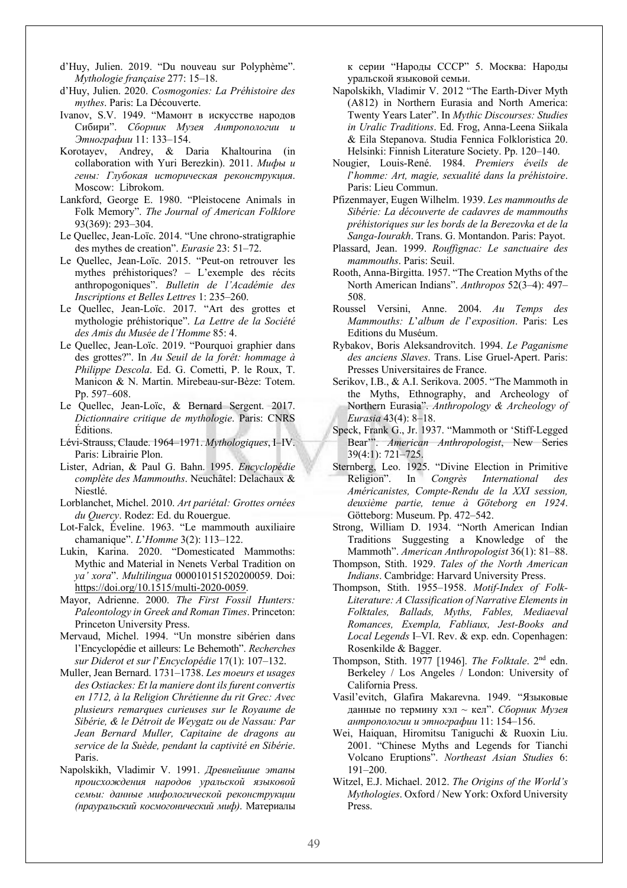d'Huy, Julien. 2019. "Du nouveau sur Polyphème". *Mythologie française* 277: 15–18.

d'Huy, Julien. 2020. *Cosmogonies: La Préhistoire des mythes*. Paris: La Découverte.

Ivanov, S.V. 1949. "Мамонт в искусстве народов Сибири". *Сборник Музея Антропологии и Этнографии* 11: 133–154.

Korotayev, Andrey, & Daria Khaltourina (in collaboration with Yuri Berezkin). 2011. *Мифы и гены: Глубокая историческая реконструкция*. Moscow: Librokom.

Lankford, George E. 1980. "Pleistocene Animals in Folk Memory". *The Journal of American Folklore* 93(369): 293–304.

Le Quellec, Jean-Loïc. 2014. "Une chrono-stratigraphie des mythes de creation". *Eurasie* 23: 51–72.

Le Quellec, Jean-Loïc. 2015. "Peut-on retrouver les mythes préhistoriques? – L'exemple des récits anthropogoniques". *Bulletin de l'Académie des Inscriptions et Belles Lettres* 1: 235–260.

Le Quellec, Jean-Loïc. 2017. "Art des grottes et mythologie préhistorique". *La Lettre de la Société des Amis du Musée de l'Homme* 85: 4.

Le Quellec, Jean-Loïc. 2019. "Pourquoi graphier dans des grottes?". In *Au Seuil de la forêt: hommage à Philippe Descola*. Ed. G. Cometti, P. le Roux, T. Manicon & N. Martin. Mirebeau-sur-Bèze: Totem. Pp. 597–608.

Le Quellec, Jean-Loïc, & Bernard Sergent. 2017. *Dictionnaire critique de mythologie*. Paris: CNRS Éditions.

Lévi-Strauss, Claude. 1964–1971. *Mythologiques*, I–IV. Paris: Librairie Plon.

Lister, Adrian, & Paul G. Bahn. 1995. *Encyclopédie complète des Mammouths*. Neuchâtel: Delachaux & Niestlé.

Lorblanchet, Michel. 2010. *Art pariétal: Grottes ornées du Quercy*. Rodez: Ed. du Rouergue.

Lot-Falck, Éveline. 1963. "Le mammouth auxiliaire chamanique". *L'Homme* 3(2): 113–122.

Lukin, Karina. 2020. "Domesticated Mammoths: Mythic and Material in Nenets Verbal Tradition on *ya' xora*". *Multilingua* 000010151520200059. Doi: https://doi.org/10.1515/multi-2020-0059.

Mayor, Adrienne. 2000. *The First Fossil Hunters: Paleontology in Greek and Roman Times*. Princeton: Princeton University Press.

Mervaud, Michel. 1994. "Un monstre sibérien dans l'Encyclopédie et ailleurs: Le Behemoth". *Recherches sur Diderot et sur l'Encyclopédie* 17(1): 107–132.

Muller, Jean Bernard. 1731–1738. *Les moeurs et usages des Ostiackes: Et la maniere dont ils furent convertis en 1712, à la Religion Chrétienne du rit Grec: Avec plusieurs remarques curieuses sur le Royaume de Sibérie, & le Détroit de Weygatz ou de Nassau: Par Jean Bernard Muller, Capitaine de dragons au service de la Suède, pendant la captivité en Sibérie*. Paris.

Napolskikh, Vladimir V. 1991. *Древнейшие этапы происхождения народов уральской языковой семьи: данные мифологической реконструкции (прауральский космогонический миф)*. Материалы к серии "Народы СССР" 5. Москва: Народы уральской языковой семьи.

Napolskikh, Vladimir V. 2012 "The Earth-Diver Myth (A812) in Northern Eurasia and North America: Twenty Years Later". In *Mythic Discourses: Studies in Uralic Traditions*. Ed. Frog, Anna-Leena Siikala & Eila Stepanova. Studia Fennica Folkloristica 20. Helsinki: Finnish Literature Society. Pp. 120–140.

Nougier, Louis-René. 1984. *Premiers éveils de l'homme: Art, magie, sexualité dans la préhistoire*. Paris: Lieu Commun.

Pfizenmayer, Eugen Wilhelm. 1939. *Les mammouths de Sibérie: La découverte de cadavres de mammouths préhistoriques sur les bords de la Berezovka et de la Sanga-Iourakh*. Trans. G. Montandon. Paris: Payot.

Plassard, Jean. 1999. *Rouffignac: Le sanctuaire des mammouths*. Paris: Seuil.

Rooth, Anna-Birgitta. 1957. "The Creation Myths of the North American Indians". *Anthropos* 52(3–4): 497–508.

Roussel Versini, Anne. 2004. *Au Temps des Mammouths: L'album de l'exposition*. Paris: Les Editions du Muséum.

Rybakov, Boris Aleksandrovitch. 1994. *Le Paganisme des anciens Slaves*. Trans. Lise Gruel-Apert. Paris: Presses Universitaires de France.

Serikov, I.B., & A.I. Serikova. 2005. "The Mammoth in the Myths, Ethnography, and Archeology of Northern Eurasia". *Anthropology & Archeology of Eurasia* 43(4): 8–18.

Speck, Frank G., Jr. 1937. "Mammoth or 'Stiff-Legged Bear'". *American Anthropologist*, New Series 39(4:1): 721–725.

Sternberg, Leo. 1925. "Divine Election in Primitive Religion". In *Congrès International des Américanistes, Compte-Rendu de la XXI session, deuxième partie, tenue à Göteborg en 1924*. Götteborg: Museum. Pp. 472–542.

Strong, William D. 1934. "North American Indian Traditions Suggesting a Knowledge of the Mammoth". *American Anthropologist* 36(1): 81–88.

Thompson, Stith. 1929. *Tales of the North American Indians*. Cambridge: Harvard University Press.

Thompson, Stith. 1955–1958. *Motif-Index of Folk-Literature: A Classification of Narrative Elements in Folktales, Ballads, Myths, Fables, Mediaeval Romances, Exempla, Fabliaux, Jest-Books and Local Legends* I–VI. Rev. & exp. edn. Copenhagen: Rosenkilde & Bagger.

Thompson, Stith. 1977 [1946]. *The Folktale*. 2nd edn. Berkeley / Los Angeles / London: University of California Press.

Vasil'evitch, Glafira Makarevna. 1949. "Языковые данные по термину хэл ~ кел". *Сборник Музея антропологии и этнографии* 11: 154–156.

Wei, Haiquan, Hiromitsu Taniguchi & Ruoxin Liu. 2001. "Chinese Myths and Legends for Tianchi Volcano Eruptions". *Northeast Asian Studies* 6: 191–200.

Witzel, E.J. Michael. 2012. *The Origins of the World's Mythologies*. Oxford / New York: Oxford University Press.